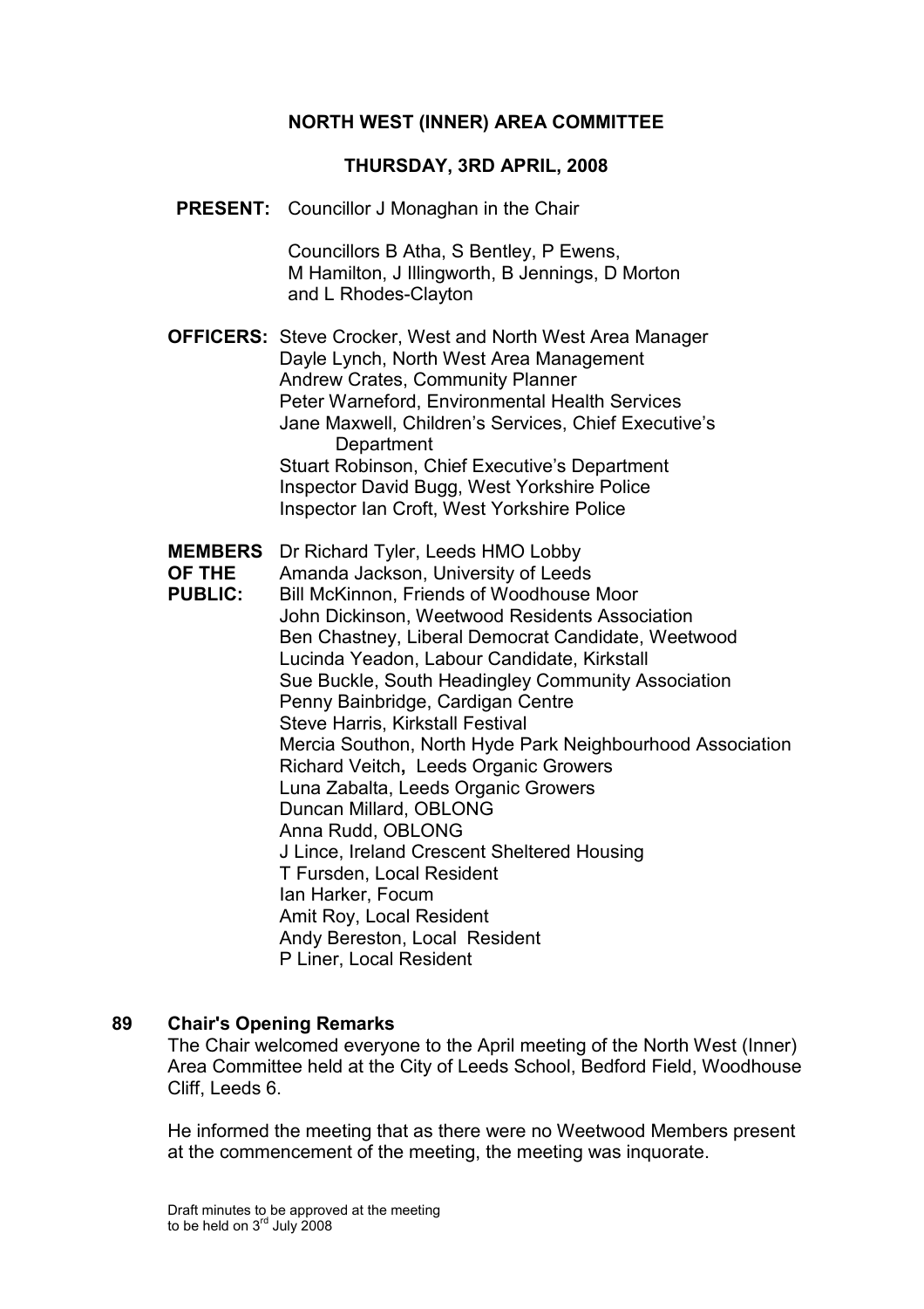# NORTH WEST (INNER) AREA COMMITTEE

## THURSDAY, 3RD APRIL, 2008

**PRESENT:** Councillor J Monaghan in the Chair

Councillors B Atha, S Bentley, P Ewens, M Hamilton, J Illingworth, B Jennings, D Morton and L Rhodes-Clayton

**OFFICERS:**
Steve Crocker, West and North West Area Manager
Dayle Lynch, North West Area Management
Andrew Crates, Community Planner
Peter Warneford, Environmental Health Services
Jane Maxwell, Children's Services, Chief Executive's Department
Stuart Robinson, Chief Executive's Department
Inspector David Bugg, West Yorkshire Police
Inspector Ian Croft, West Yorkshire Police

**MEMBERS OF THE PUBLIC:**
Dr Richard Tyler, Leeds HMO Lobby
Amanda Jackson, University of Leeds
Bill McKinnon, Friends of Woodhouse Moor
John Dickinson, Weetwood Residents Association
Ben Chastney, Liberal Democrat Candidate, Weetwood
Lucinda Yeadon, Labour Candidate, Kirkstall
Sue Buckle, South Headingley Community Association
Penny Bainbridge, Cardigan Centre
Steve Harris, Kirkstall Festival
Mercia Southon, North Hyde Park Neighbourhood Association
Richard Veitch**,** Leeds Organic Growers
Luna Zabalta, Leeds Organic Growers
Duncan Millard, OBLONG
Anna Rudd, OBLONG
J Lince, Ireland Crescent Sheltered Housing
T Fursden, Local Resident
Ian Harker, Focum
Amit Roy, Local Resident
Andy Bereston, Local Resident
P Liner, Local Resident

## 89 Chair's Opening Remarks

The Chair welcomed everyone to the April meeting of the North West (Inner) Area Committee held at the City of Leeds School, Bedford Field, Woodhouse Cliff, Leeds 6.

He informed the meeting that as there were no Weetwood Members present at the commencement of the meeting, the meeting was inquorate.

Draft minutes to be approved at the meeting to be held on 3rd July 2008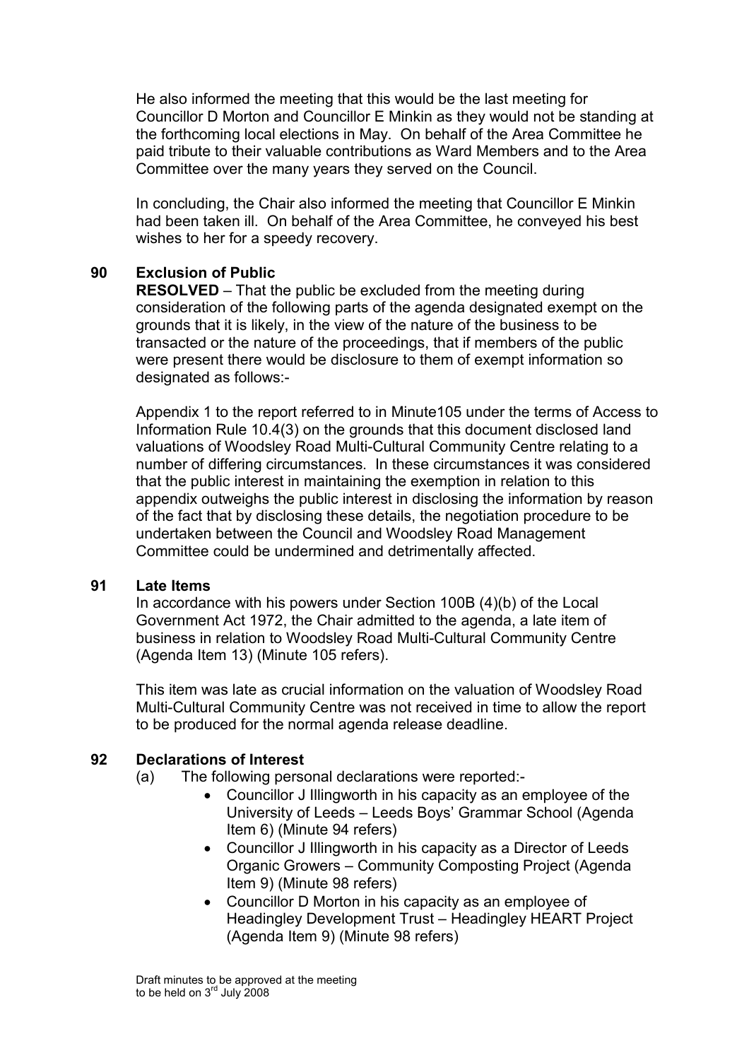He also informed the meeting that this would be the last meeting for Councillor D Morton and Councillor E Minkin as they would not be standing at the forthcoming local elections in May. On behalf of the Area Committee he paid tribute to their valuable contributions as Ward Members and to the Area Committee over the many years they served on the Council.

In concluding, the Chair also informed the meeting that Councillor E Minkin had been taken ill. On behalf of the Area Committee, he conveyed his best wishes to her for a speedy recovery.

## 90 Exclusion of Public

**RESOLVED** – That the public be excluded from the meeting during consideration of the following parts of the agenda designated exempt on the grounds that it is likely, in the view of the nature of the business to be transacted or the nature of the proceedings, that if members of the public were present there would be disclosure to them of exempt information so designated as follows:-

Appendix 1 to the report referred to in Minute105 under the terms of Access to Information Rule 10.4(3) on the grounds that this document disclosed land valuations of Woodsley Road Multi-Cultural Community Centre relating to a number of differing circumstances. In these circumstances it was considered that the public interest in maintaining the exemption in relation to this appendix outweighs the public interest in disclosing the information by reason of the fact that by disclosing these details, the negotiation procedure to be undertaken between the Council and Woodsley Road Management Committee could be undermined and detrimentally affected.

## 91 Late Items

In accordance with his powers under Section 100B (4)(b) of the Local Government Act 1972, the Chair admitted to the agenda, a late item of business in relation to Woodsley Road Multi-Cultural Community Centre (Agenda Item 13) (Minute 105 refers).

This item was late as crucial information on the valuation of Woodsley Road Multi-Cultural Community Centre was not received in time to allow the report to be produced for the normal agenda release deadline.

## 92 Declarations of Interest

(a) The following personal declarations were reported:-

- Councillor J Illingworth in his capacity as an employee of the University of Leeds – Leeds Boys' Grammar School (Agenda Item 6) (Minute 94 refers)
- Councillor J Illingworth in his capacity as a Director of Leeds Organic Growers – Community Composting Project (Agenda Item 9) (Minute 98 refers)
- Councillor D Morton in his capacity as an employee of Headingley Development Trust – Headingley HEART Project (Agenda Item 9) (Minute 98 refers)

Draft minutes to be approved at the meeting to be held on 3rd July 2008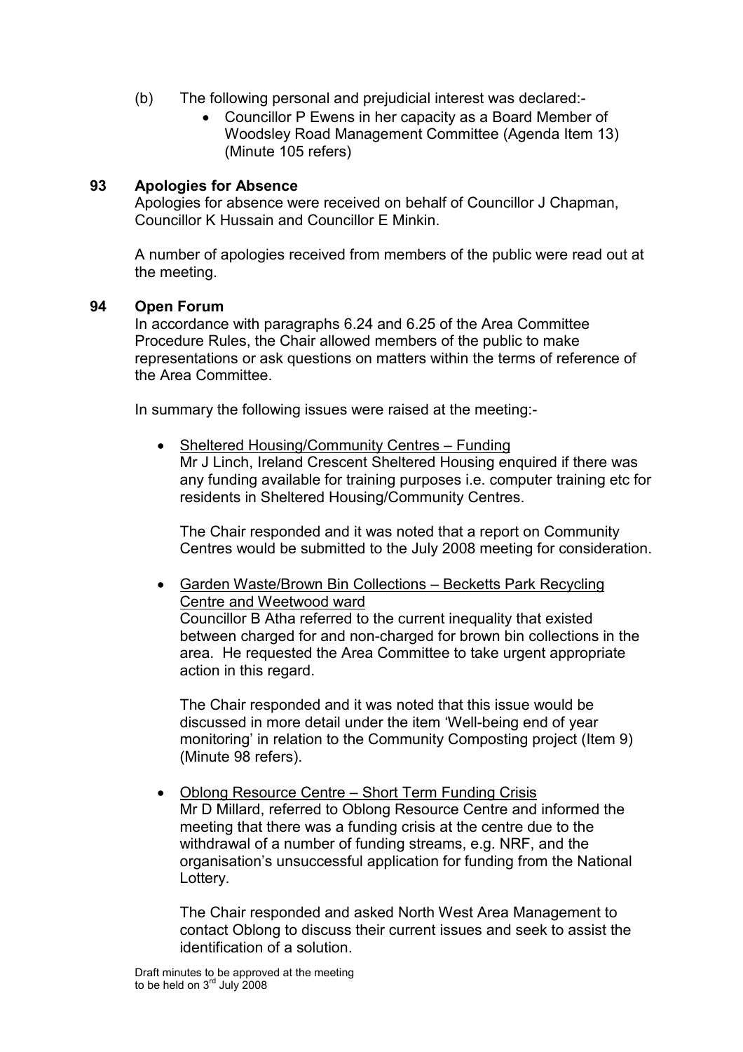(b) The following personal and prejudicial interest was declared:-

- Councillor P Ewens in her capacity as a Board Member of Woodsley Road Management Committee (Agenda Item 13) (Minute 105 refers)

## 93 Apologies for Absence

Apologies for absence were received on behalf of Councillor J Chapman, Councillor K Hussain and Councillor E Minkin.

A number of apologies received from members of the public were read out at the meeting.

## 94 Open Forum

In accordance with paragraphs 6.24 and 6.25 of the Area Committee Procedure Rules, the Chair allowed members of the public to make representations or ask questions on matters within the terms of reference of the Area Committee.

In summary the following issues were raised at the meeting:-

- Sheltered Housing/Community Centres – Funding
  Mr J Linch, Ireland Crescent Sheltered Housing enquired if there was any funding available for training purposes i.e. computer training etc for residents in Sheltered Housing/Community Centres.

  The Chair responded and it was noted that a report on Community Centres would be submitted to the July 2008 meeting for consideration.

- Garden Waste/Brown Bin Collections – Becketts Park Recycling Centre and Weetwood ward
  Councillor B Atha referred to the current inequality that existed between charged for and non-charged for brown bin collections in the area. He requested the Area Committee to take urgent appropriate action in this regard.

  The Chair responded and it was noted that this issue would be discussed in more detail under the item 'Well-being end of year monitoring' in relation to the Community Composting project (Item 9) (Minute 98 refers).

- Oblong Resource Centre – Short Term Funding Crisis
  Mr D Millard, referred to Oblong Resource Centre and informed the meeting that there was a funding crisis at the centre due to the withdrawal of a number of funding streams, e.g. NRF, and the organisation's unsuccessful application for funding from the National Lottery.

  The Chair responded and asked North West Area Management to contact Oblong to discuss their current issues and seek to assist the identification of a solution.

Draft minutes to be approved at the meeting to be held on 3rd July 2008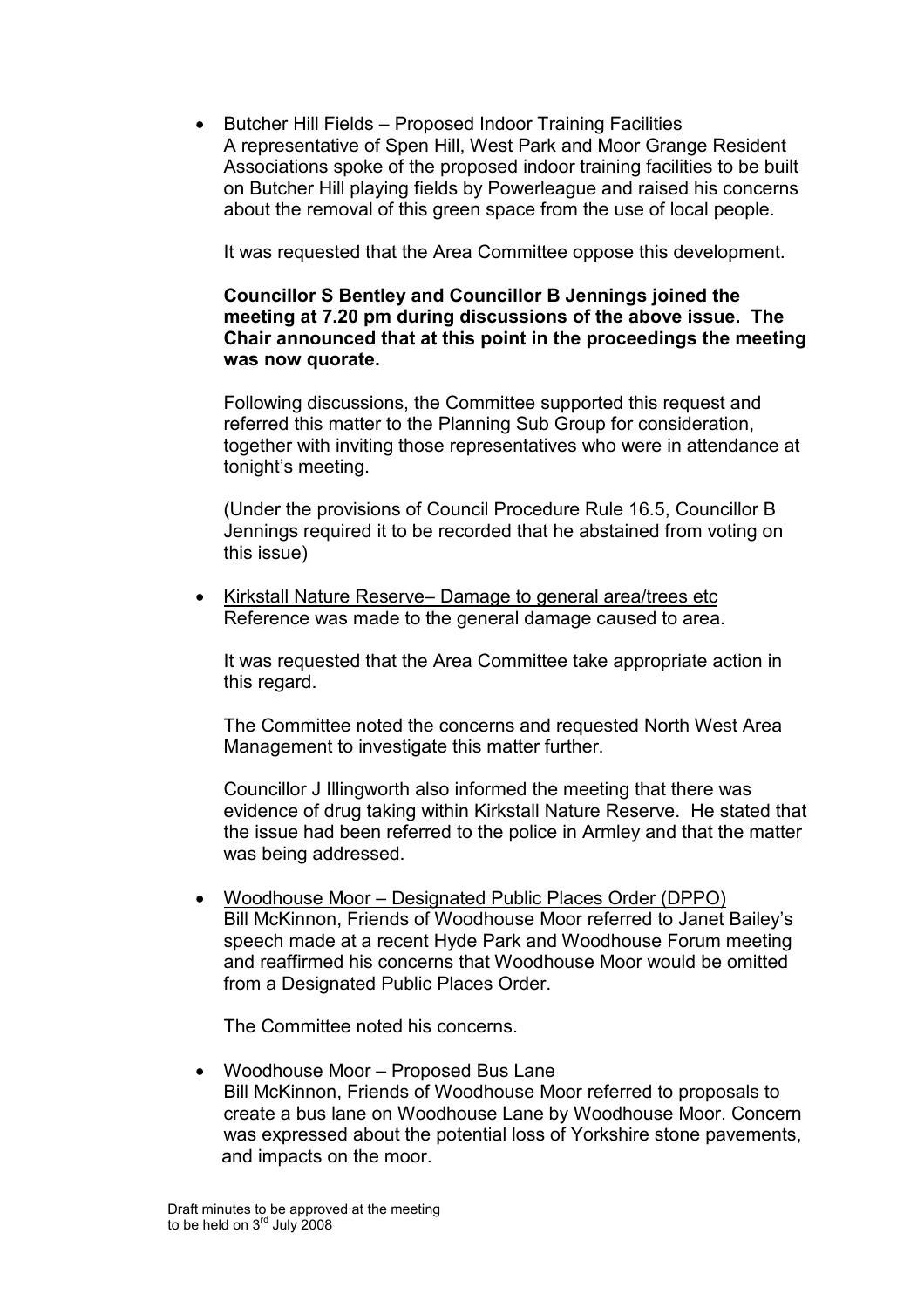- Butcher Hill Fields – Proposed Indoor Training Facilities
  A representative of Spen Hill, West Park and Moor Grange Resident Associations spoke of the proposed indoor training facilities to be built on Butcher Hill playing fields by Powerleague and raised his concerns about the removal of this green space from the use of local people.

  It was requested that the Area Committee oppose this development.

  **Councillor S Bentley and Councillor B Jennings joined the meeting at 7.20 pm during discussions of the above issue. The Chair announced that at this point in the proceedings the meeting was now quorate.**

  Following discussions, the Committee supported this request and referred this matter to the Planning Sub Group for consideration, together with inviting those representatives who were in attendance at tonight's meeting.

  (Under the provisions of Council Procedure Rule 16.5, Councillor B Jennings required it to be recorded that he abstained from voting on this issue)

- Kirkstall Nature Reserve– Damage to general area/trees etc
  Reference was made to the general damage caused to area.

  It was requested that the Area Committee take appropriate action in this regard.

  The Committee noted the concerns and requested North West Area Management to investigate this matter further.

  Councillor J Illingworth also informed the meeting that there was evidence of drug taking within Kirkstall Nature Reserve. He stated that the issue had been referred to the police in Armley and that the matter was being addressed.

- Woodhouse Moor – Designated Public Places Order (DPPO)
  Bill McKinnon, Friends of Woodhouse Moor referred to Janet Bailey's speech made at a recent Hyde Park and Woodhouse Forum meeting and reaffirmed his concerns that Woodhouse Moor would be omitted from a Designated Public Places Order.

  The Committee noted his concerns.

- Woodhouse Moor – Proposed Bus Lane
  Bill McKinnon, Friends of Woodhouse Moor referred to proposals to create a bus lane on Woodhouse Lane by Woodhouse Moor. Concern was expressed about the potential loss of Yorkshire stone pavements, and impacts on the moor.

Draft minutes to be approved at the meeting to be held on 3rd July 2008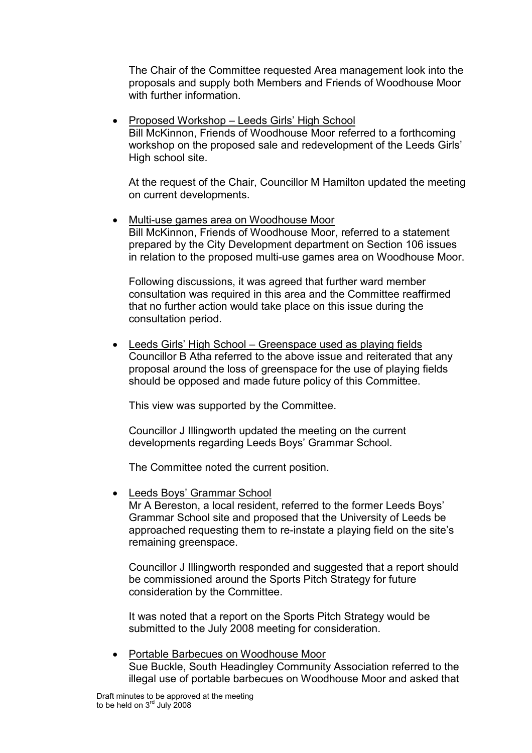The Chair of the Committee requested Area management look into the proposals and supply both Members and Friends of Woodhouse Moor with further information.

- Proposed Workshop – Leeds Girls' High School
  Bill McKinnon, Friends of Woodhouse Moor referred to a forthcoming workshop on the proposed sale and redevelopment of the Leeds Girls' High school site.

  At the request of the Chair, Councillor M Hamilton updated the meeting on current developments.

- Multi-use games area on Woodhouse Moor
  Bill McKinnon, Friends of Woodhouse Moor, referred to a statement prepared by the City Development department on Section 106 issues in relation to the proposed multi-use games area on Woodhouse Moor.

  Following discussions, it was agreed that further ward member consultation was required in this area and the Committee reaffirmed that no further action would take place on this issue during the consultation period.

- Leeds Girls' High School – Greenspace used as playing fields
  Councillor B Atha referred to the above issue and reiterated that any proposal around the loss of greenspace for the use of playing fields should be opposed and made future policy of this Committee.

  This view was supported by the Committee.

  Councillor J Illingworth updated the meeting on the current developments regarding Leeds Boys' Grammar School.

  The Committee noted the current position.

- Leeds Boys' Grammar School
  Mr A Bereston, a local resident, referred to the former Leeds Boys' Grammar School site and proposed that the University of Leeds be approached requesting them to re-instate a playing field on the site's remaining greenspace.

  Councillor J Illingworth responded and suggested that a report should be commissioned around the Sports Pitch Strategy for future consideration by the Committee.

  It was noted that a report on the Sports Pitch Strategy would be submitted to the July 2008 meeting for consideration.

- Portable Barbecues on Woodhouse Moor
  Sue Buckle, South Headingley Community Association referred to the illegal use of portable barbecues on Woodhouse Moor and asked that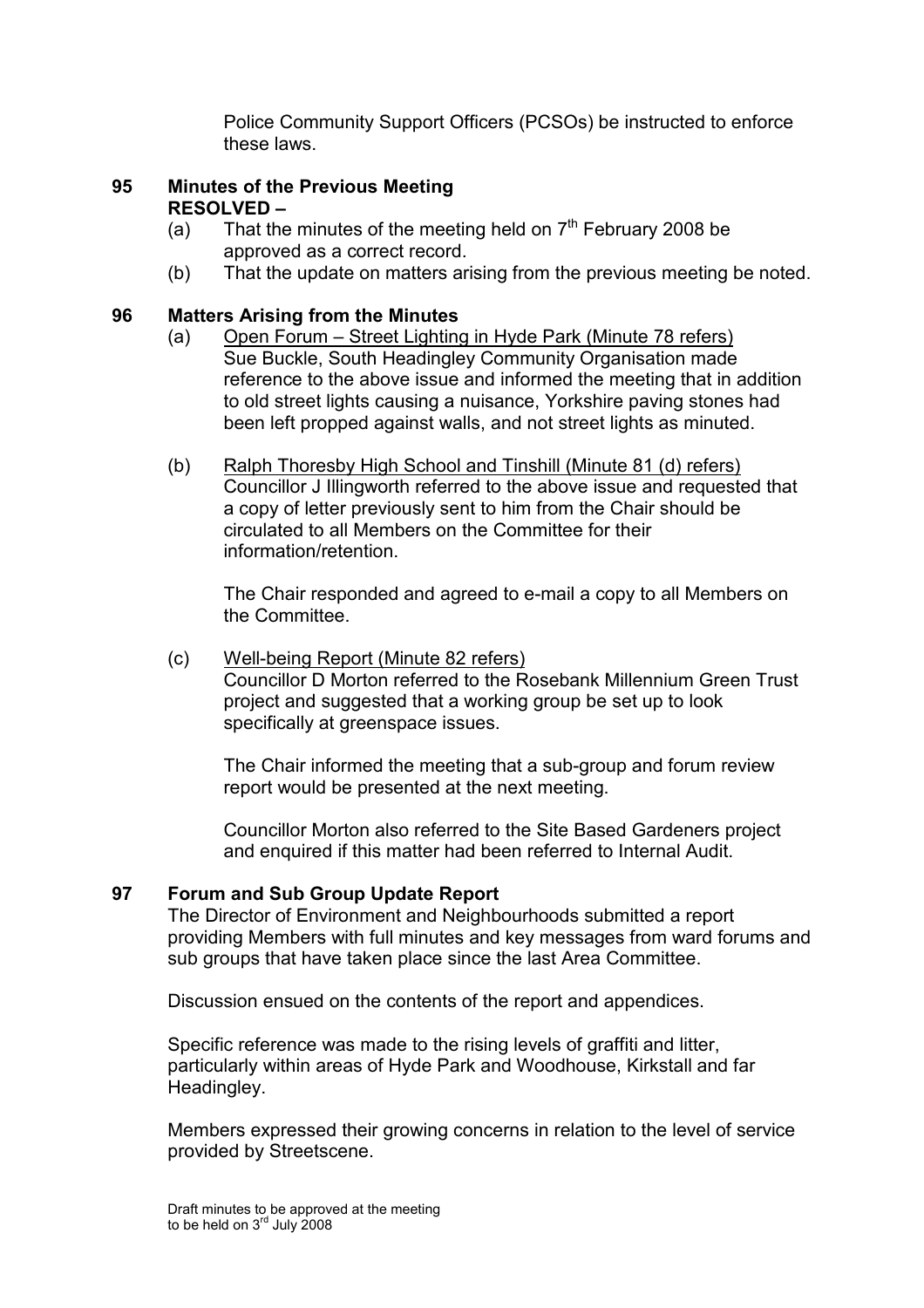Police Community Support Officers (PCSOs) be instructed to enforce these laws.

**95 Minutes of the Previous Meeting**
**RESOLVED –**

(a) That the minutes of the meeting held on 7th February 2008 be approved as a correct record.
(b) That the update on matters arising from the previous meeting be noted.

**96 Matters Arising from the Minutes**

(a) Open Forum – Street Lighting in Hyde Park (Minute 78 refers)
Sue Buckle, South Headingley Community Organisation made reference to the above issue and informed the meeting that in addition to old street lights causing a nuisance, Yorkshire paving stones had been left propped against walls, and not street lights as minuted.

(b) Ralph Thoresby High School and Tinshill (Minute 81 (d) refers)
Councillor J Illingworth referred to the above issue and requested that a copy of letter previously sent to him from the Chair should be circulated to all Members on the Committee for their information/retention.

The Chair responded and agreed to e-mail a copy to all Members on the Committee.

(c) Well-being Report (Minute 82 refers)
Councillor D Morton referred to the Rosebank Millennium Green Trust project and suggested that a working group be set up to look specifically at greenspace issues.

The Chair informed the meeting that a sub-group and forum review report would be presented at the next meeting.

Councillor Morton also referred to the Site Based Gardeners project and enquired if this matter had been referred to Internal Audit.

**97 Forum and Sub Group Update Report**

The Director of Environment and Neighbourhoods submitted a report providing Members with full minutes and key messages from ward forums and sub groups that have taken place since the last Area Committee.

Discussion ensued on the contents of the report and appendices.

Specific reference was made to the rising levels of graffiti and litter, particularly within areas of Hyde Park and Woodhouse, Kirkstall and far Headingley.

Members expressed their growing concerns in relation to the level of service provided by Streetscene.

Draft minutes to be approved at the meeting to be held on 3rd July 2008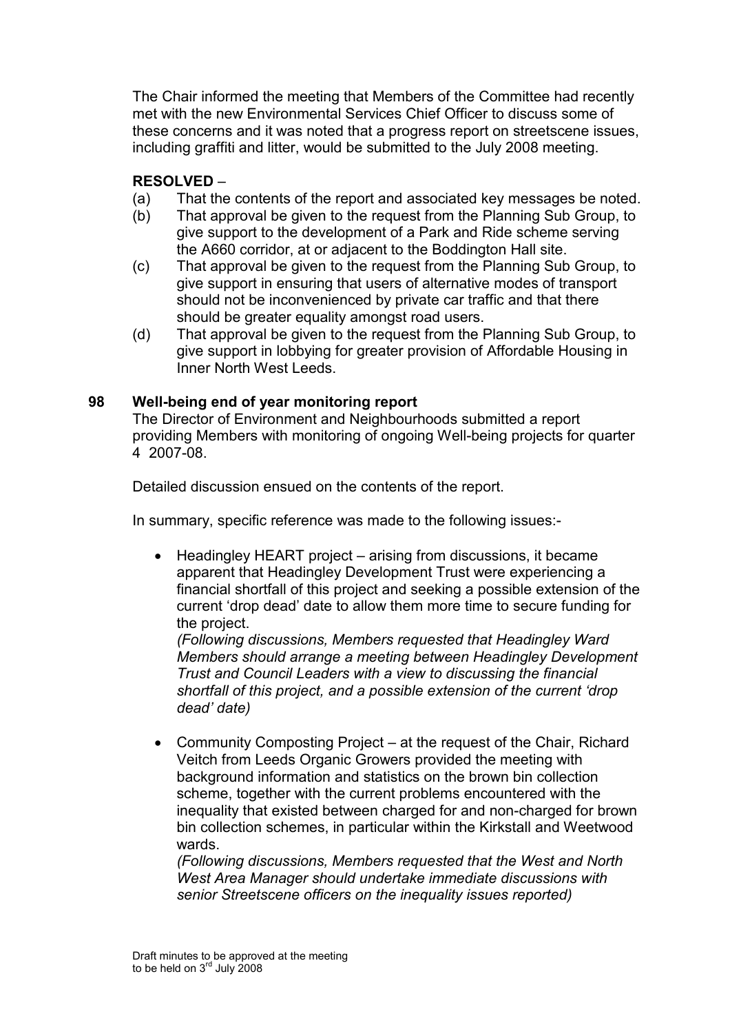The Chair informed the meeting that Members of the Committee had recently met with the new Environmental Services Chief Officer to discuss some of these concerns and it was noted that a progress report on streetscene issues, including graffiti and litter, would be submitted to the July 2008 meeting.

**RESOLVED** –

(a) That the contents of the report and associated key messages be noted.

(b) That approval be given to the request from the Planning Sub Group, to give support to the development of a Park and Ride scheme serving the A660 corridor, at or adjacent to the Boddington Hall site.

(c) That approval be given to the request from the Planning Sub Group, to give support in ensuring that users of alternative modes of transport should not be inconvenienced by private car traffic and that there should be greater equality amongst road users.

(d) That approval be given to the request from the Planning Sub Group, to give support in lobbying for greater provision of Affordable Housing in Inner North West Leeds.

## 98 Well-being end of year monitoring report

The Director of Environment and Neighbourhoods submitted a report providing Members with monitoring of ongoing Well-being projects for quarter 4 2007-08.

Detailed discussion ensued on the contents of the report.

In summary, specific reference was made to the following issues:-

- Headingley HEART project – arising from discussions, it became apparent that Headingley Development Trust were experiencing a financial shortfall of this project and seeking a possible extension of the current 'drop dead' date to allow them more time to secure funding for the project.
  *(Following discussions, Members requested that Headingley Ward Members should arrange a meeting between Headingley Development Trust and Council Leaders with a view to discussing the financial shortfall of this project, and a possible extension of the current 'drop dead' date)*

- Community Composting Project – at the request of the Chair, Richard Veitch from Leeds Organic Growers provided the meeting with background information and statistics on the brown bin collection scheme, together with the current problems encountered with the inequality that existed between charged for and non-charged for brown bin collection schemes, in particular within the Kirkstall and Weetwood wards.
  *(Following discussions, Members requested that the West and North West Area Manager should undertake immediate discussions with senior Streetscene officers on the inequality issues reported)*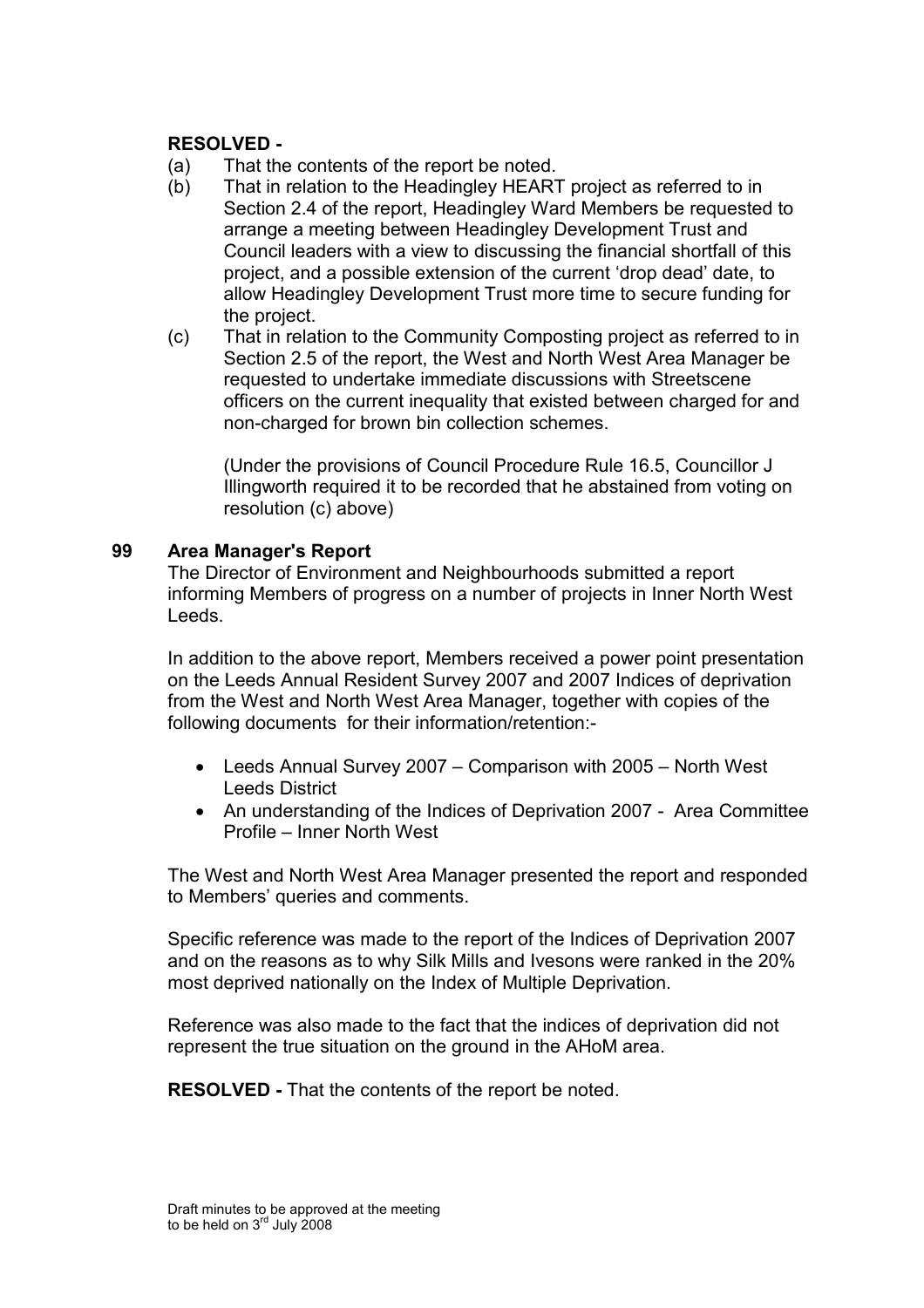**RESOLVED -**

(a) That the contents of the report be noted.

(b) That in relation to the Headingley HEART project as referred to in Section 2.4 of the report, Headingley Ward Members be requested to arrange a meeting between Headingley Development Trust and Council leaders with a view to discussing the financial shortfall of this project, and a possible extension of the current 'drop dead' date, to allow Headingley Development Trust more time to secure funding for the project.

(c) That in relation to the Community Composting project as referred to in Section 2.5 of the report, the West and North West Area Manager be requested to undertake immediate discussions with Streetscene officers on the current inequality that existed between charged for and non-charged for brown bin collection schemes.

(Under the provisions of Council Procedure Rule 16.5, Councillor J Illingworth required it to be recorded that he abstained from voting on resolution (c) above)

## 99 Area Manager's Report

The Director of Environment and Neighbourhoods submitted a report informing Members of progress on a number of projects in Inner North West Leeds.

In addition to the above report, Members received a power point presentation on the Leeds Annual Resident Survey 2007 and 2007 Indices of deprivation from the West and North West Area Manager, together with copies of the following documents for their information/retention:-

- Leeds Annual Survey 2007 – Comparison with 2005 – North West Leeds District
- An understanding of the Indices of Deprivation 2007 - Area Committee Profile – Inner North West

The West and North West Area Manager presented the report and responded to Members' queries and comments.

Specific reference was made to the report of the Indices of Deprivation 2007 and on the reasons as to why Silk Mills and Ivesons were ranked in the 20% most deprived nationally on the Index of Multiple Deprivation.

Reference was also made to the fact that the indices of deprivation did not represent the true situation on the ground in the AHoM area.

**RESOLVED -** That the contents of the report be noted.

Draft minutes to be approved at the meeting to be held on 3rd July 2008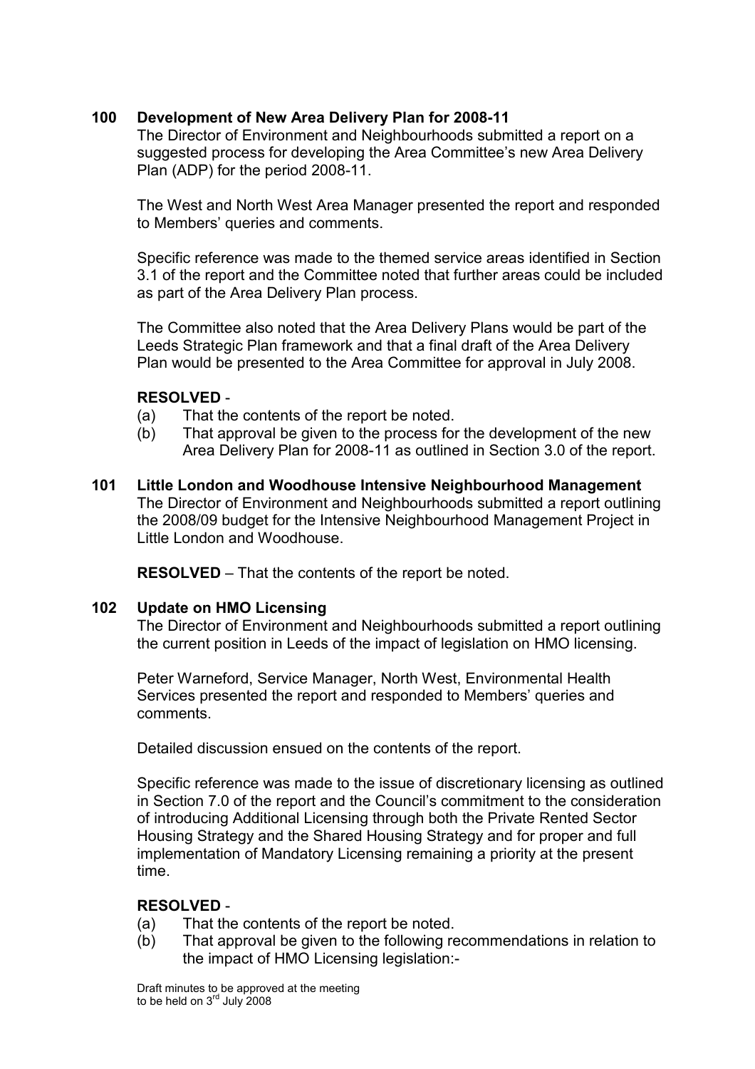**100 Development of New Area Delivery Plan for 2008-11**

The Director of Environment and Neighbourhoods submitted a report on a suggested process for developing the Area Committee's new Area Delivery Plan (ADP) for the period 2008-11.

The West and North West Area Manager presented the report and responded to Members' queries and comments.

Specific reference was made to the themed service areas identified in Section 3.1 of the report and the Committee noted that further areas could be included as part of the Area Delivery Plan process.

The Committee also noted that the Area Delivery Plans would be part of the Leeds Strategic Plan framework and that a final draft of the Area Delivery Plan would be presented to the Area Committee for approval in July 2008.

**RESOLVED** -

(a) That the contents of the report be noted.

(b) That approval be given to the process for the development of the new Area Delivery Plan for 2008-11 as outlined in Section 3.0 of the report.

**101 Little London and Woodhouse Intensive Neighbourhood Management**

The Director of Environment and Neighbourhoods submitted a report outlining the 2008/09 budget for the Intensive Neighbourhood Management Project in Little London and Woodhouse.

**RESOLVED** – That the contents of the report be noted.

**102 Update on HMO Licensing**

The Director of Environment and Neighbourhoods submitted a report outlining the current position in Leeds of the impact of legislation on HMO licensing.

Peter Warneford, Service Manager, North West, Environmental Health Services presented the report and responded to Members' queries and comments.

Detailed discussion ensued on the contents of the report.

Specific reference was made to the issue of discretionary licensing as outlined in Section 7.0 of the report and the Council's commitment to the consideration of introducing Additional Licensing through both the Private Rented Sector Housing Strategy and the Shared Housing Strategy and for proper and full implementation of Mandatory Licensing remaining a priority at the present time.

**RESOLVED** -

(a) That the contents of the report be noted.

(b) That approval be given to the following recommendations in relation to the impact of HMO Licensing legislation:-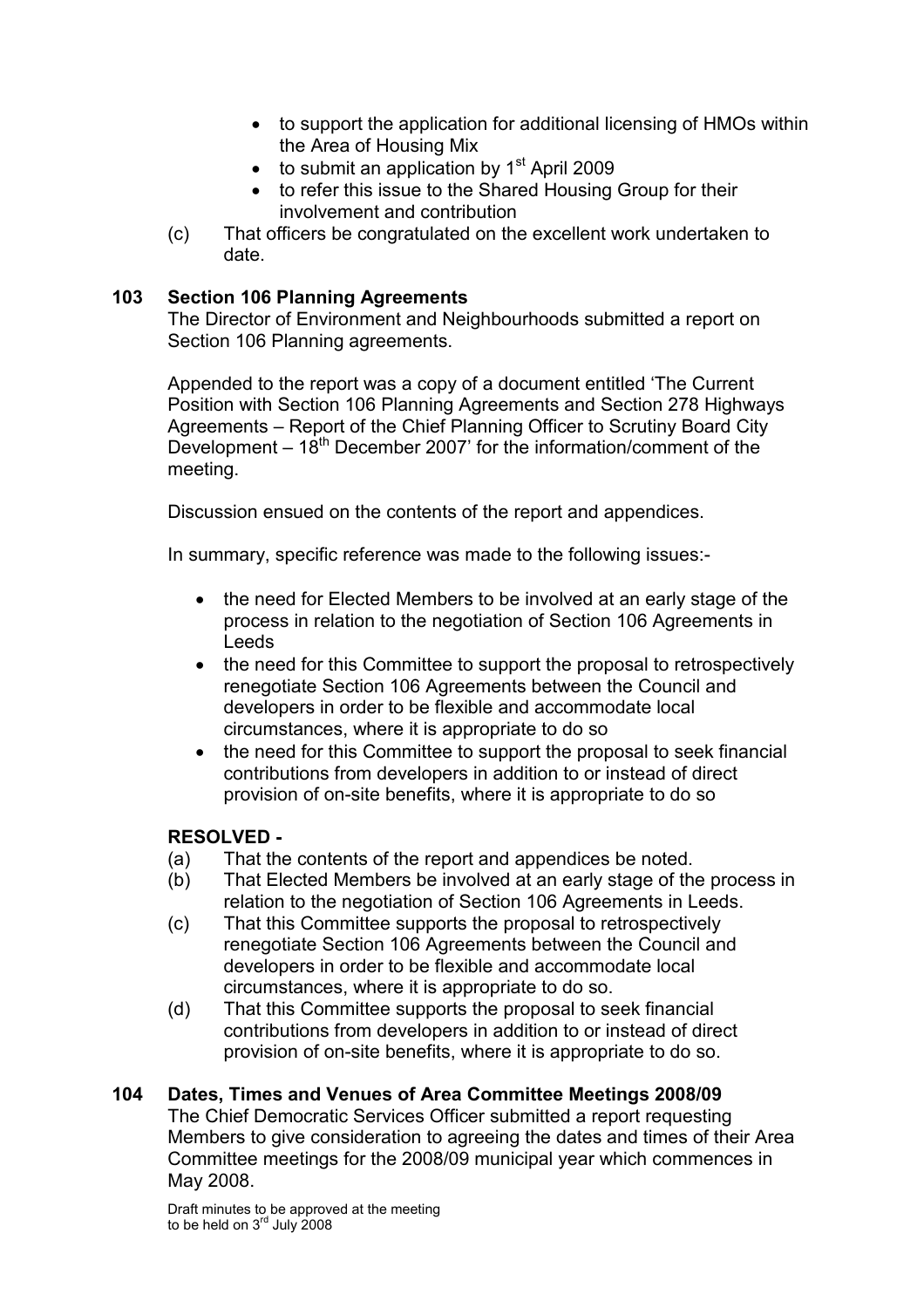- to support the application for additional licensing of HMOs within the Area of Housing Mix
- to submit an application by 1st April 2009
- to refer this issue to the Shared Housing Group for their involvement and contribution

(c) That officers be congratulated on the excellent work undertaken to date.

## 103 Section 106 Planning Agreements

The Director of Environment and Neighbourhoods submitted a report on Section 106 Planning agreements.

Appended to the report was a copy of a document entitled 'The Current Position with Section 106 Planning Agreements and Section 278 Highways Agreements – Report of the Chief Planning Officer to Scrutiny Board City Development – 18th December 2007' for the information/comment of the meeting.

Discussion ensued on the contents of the report and appendices.

In summary, specific reference was made to the following issues:-

- the need for Elected Members to be involved at an early stage of the process in relation to the negotiation of Section 106 Agreements in Leeds
- the need for this Committee to support the proposal to retrospectively renegotiate Section 106 Agreements between the Council and developers in order to be flexible and accommodate local circumstances, where it is appropriate to do so
- the need for this Committee to support the proposal to seek financial contributions from developers in addition to or instead of direct provision of on-site benefits, where it is appropriate to do so

**RESOLVED -**

(a) That the contents of the report and appendices be noted.

(b) That Elected Members be involved at an early stage of the process in relation to the negotiation of Section 106 Agreements in Leeds.

(c) That this Committee supports the proposal to retrospectively renegotiate Section 106 Agreements between the Council and developers in order to be flexible and accommodate local circumstances, where it is appropriate to do so.

(d) That this Committee supports the proposal to seek financial contributions from developers in addition to or instead of direct provision of on-site benefits, where it is appropriate to do so.

## 104 Dates, Times and Venues of Area Committee Meetings 2008/09

The Chief Democratic Services Officer submitted a report requesting Members to give consideration to agreeing the dates and times of their Area Committee meetings for the 2008/09 municipal year which commences in May 2008.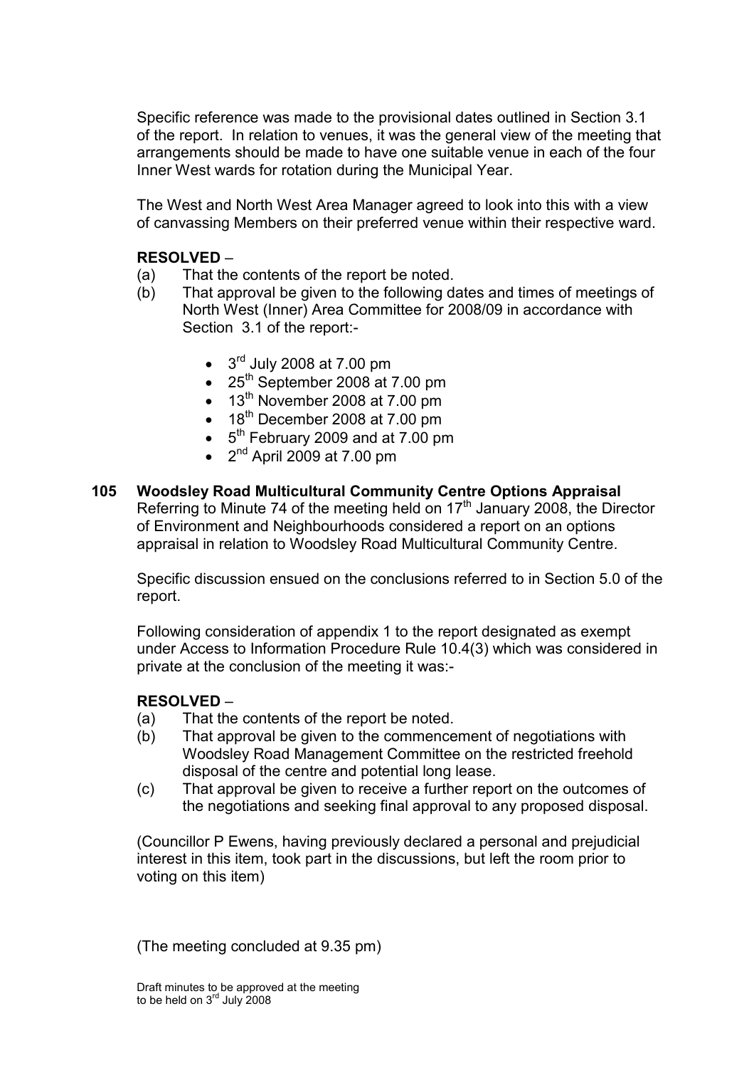Specific reference was made to the provisional dates outlined in Section 3.1 of the report. In relation to venues, it was the general view of the meeting that arrangements should be made to have one suitable venue in each of the four Inner West wards for rotation during the Municipal Year.

The West and North West Area Manager agreed to look into this with a view of canvassing Members on their preferred venue within their respective ward.

**RESOLVED** –

(a) That the contents of the report be noted.

(b) That approval be given to the following dates and times of meetings of North West (Inner) Area Committee for 2008/09 in accordance with Section 3.1 of the report:-

- 3rd July 2008 at 7.00 pm
- 25th September 2008 at 7.00 pm
- 13th November 2008 at 7.00 pm
- 18th December 2008 at 7.00 pm
- 5th February 2009 and at 7.00 pm
- 2nd April 2009 at 7.00 pm

**105 Woodsley Road Multicultural Community Centre Options Appraisal**

Referring to Minute 74 of the meeting held on 17th January 2008, the Director of Environment and Neighbourhoods considered a report on an options appraisal in relation to Woodsley Road Multicultural Community Centre.

Specific discussion ensued on the conclusions referred to in Section 5.0 of the report.

Following consideration of appendix 1 to the report designated as exempt under Access to Information Procedure Rule 10.4(3) which was considered in private at the conclusion of the meeting it was:-

**RESOLVED** –

(a) That the contents of the report be noted.

(b) That approval be given to the commencement of negotiations with Woodsley Road Management Committee on the restricted freehold disposal of the centre and potential long lease.

(c) That approval be given to receive a further report on the outcomes of the negotiations and seeking final approval to any proposed disposal.

(Councillor P Ewens, having previously declared a personal and prejudicial interest in this item, took part in the discussions, but left the room prior to voting on this item)

(The meeting concluded at 9.35 pm)

Draft minutes to be approved at the meeting to be held on 3rd July 2008